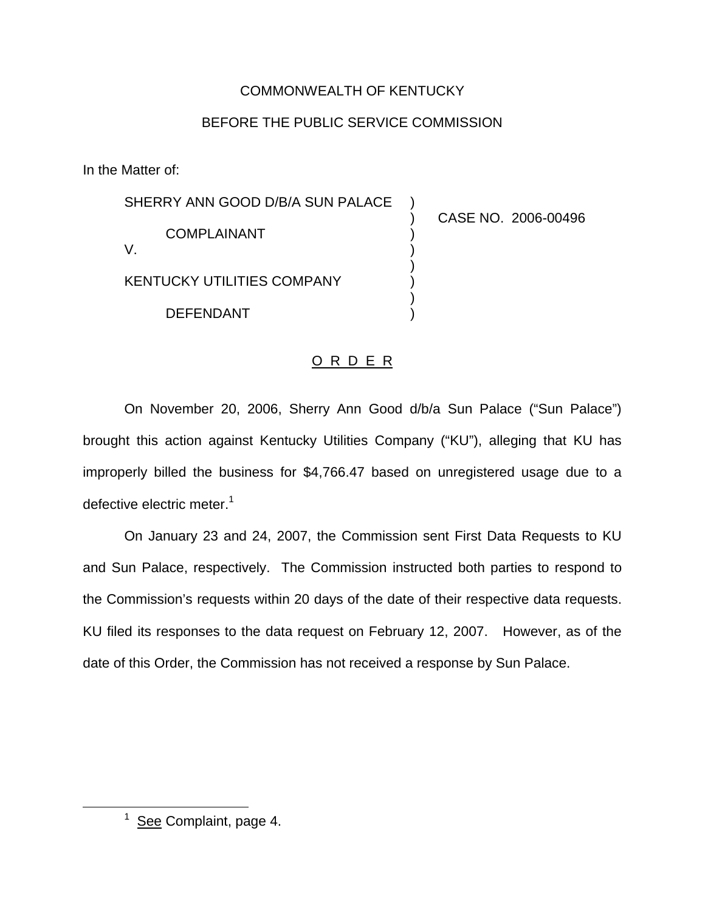COMMONWEALTH OF KENTUCKY

BEFORE THE PUBLIC SERVICE COMMISSION

In the Matter of:

SHERRY ANN GOOD D/B/A SUN PALACE )
) CASE NO. 2006-00496
COMPLAINANT )
V. )
)
KENTUCKY UTILITIES COMPANY )
)
DEFENDANT )

O R D E R

On November 20, 2006, Sherry Ann Good d/b/a Sun Palace ("Sun Palace") brought this action against Kentucky Utilities Company ("KU"), alleging that KU has improperly billed the business for $4,766.47 based on unregistered usage due to a defective electric meter.[1]

On January 23 and 24, 2007, the Commission sent First Data Requests to KU and Sun Palace, respectively. The Commission instructed both parties to respond to the Commission's requests within 20 days of the date of their respective data requests. KU filed its responses to the data request on February 12, 2007. However, as of the date of this Order, the Commission has not received a response by Sun Palace.

---

[1] See Complaint, page 4.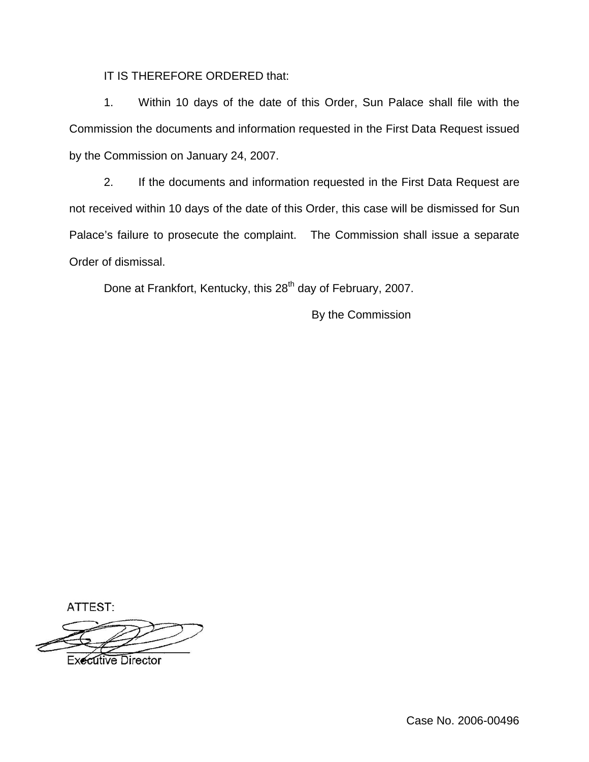IT IS THEREFORE ORDERED that:

1. Within 10 days of the date of this Order, Sun Palace shall file with the Commission the documents and information requested in the First Data Request issued by the Commission on January 24, 2007.

2. If the documents and information requested in the First Data Request are not received within 10 days of the date of this Order, this case will be dismissed for Sun Palace's failure to prosecute the complaint. The Commission shall issue a separate Order of dismissal.

Done at Frankfort, Kentucky, this 28th day of February, 2007.

By the Commission

ATTEST:

Executive Director

Case No. 2006-00496